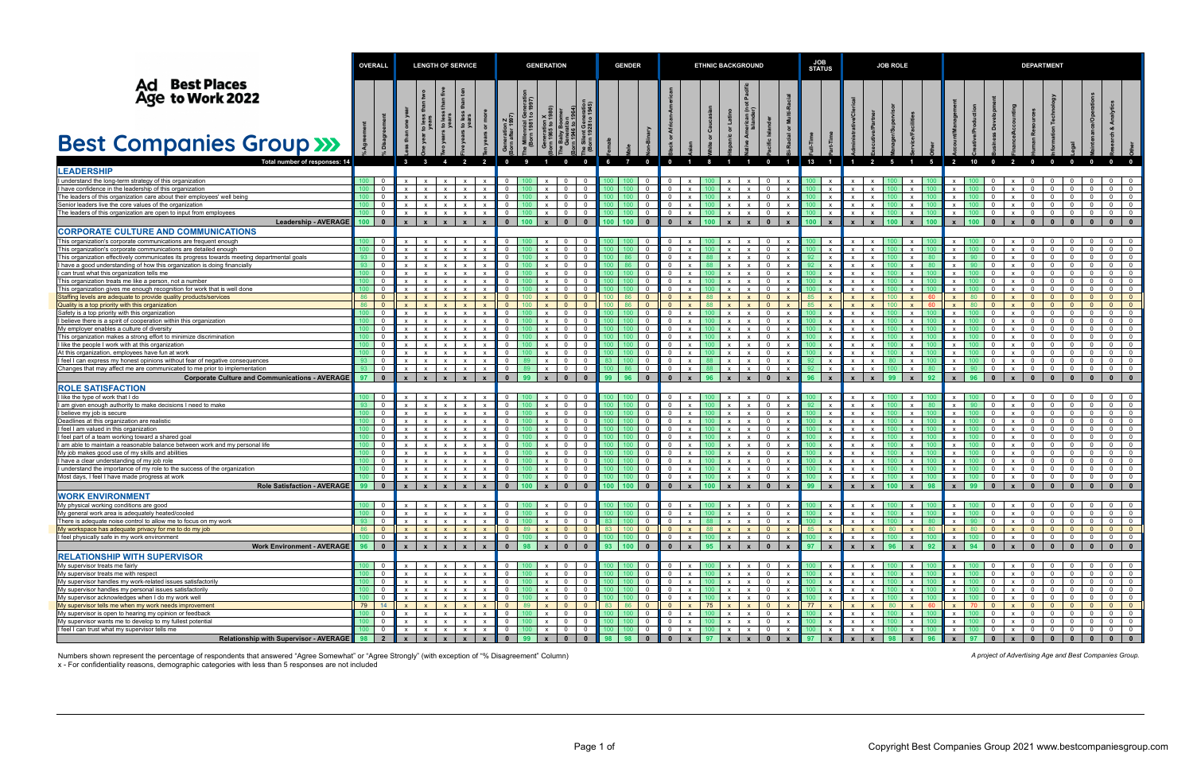# Ad Age Best Places to Work 2022

## Best Companies Group

| | OVERALL | | LENGTH OF SERVICE | | | | | GENERATION | | | | | GENDER | | | ETHNIC BACKGROUND | | | | | | | JOB STATUS | | JOB ROLE | | | | | DEPARTMENT | | | | | | | | | |
|---|---|---|---|---|---|---|---|---|---|---|---|---|---|---|---|---|---|---|---|---|---|---|---|---|---|---|---|---|---|---|---|---|---|---|---|---|---|---|---|
| | % Agreement | % Disagreement | Less than one year | One year to less than two years | Two years to less than five years | Five years to less than ten years | Ten years or more | Generation Z (Born after 1997) | The Millennial Generation (Born 1981 to 1997) | Generation X (Born 1965 to 1980) | The Baby Boomer Generation (Born 1946 to 1964) | The Silent Generation (Born 1929 to 1945) | Female | Male | Non-Binary | Black or African-American | Asian | White or Caucasian | Hispanic or Latino | Native American (not Pacific Islander) | Pacific Islander | Bi-Racial or Multi-Racial | Full-Time | Part-Time | Administrative/Clerical | Executive/Partner | Manager/Supervisor | Service/Facilities | Other | Account/Management | Creative/Production | Business Development | Finance/Accounting | Human Resources | Information Technology | Legal | Maintenance/Operations | Research & Analytics | Other |
| **Total number of responses: 14** | | | 3 | 3 | 4 | 2 | 2 | 0 | 9 | 1 | 0 | 0 | 6 | 7 | 0 | 0 | 1 | 8 | 1 | 1 | 0 | 1 | 13 | 1 | 1 | 2 | 5 | 1 | 5 | 2 | 10 | 0 | 2 | 0 | 0 | 0 | 0 | 0 | 0 |
| **LEADERSHIP** | | | | | | | | | | | | | | | | | | | | | | | | | | | | | | | | | | | | | | | |
| I understand the long-term strategy of this organization | 100 | 0 | x | x | x | x | x | 0 | 100 | x | 0 | 0 | 100 | 100 | 0 | 0 | x | 100 | x | x | 0 | x | 100 | x | x | x | 100 | x | 100 | x | 100 | 0 | x | 0 | 0 | 0 | 0 | 0 | 0 |
| I have confidence in the leadership of this organization | 100 | 0 | x | x | x | x | x | 0 | 100 | x | 0 | 0 | 100 | 100 | 0 | 0 | x | 100 | x | x | 0 | x | 100 | x | x | x | 100 | x | 100 | x | 100 | 0 | x | 0 | 0 | 0 | 0 | 0 | 0 |
| The leaders of this organization care about their employees' well being | 100 | 0 | x | x | x | x | x | 0 | 100 | x | 0 | 0 | 100 | 100 | 0 | 0 | x | 100 | x | x | 0 | x | 100 | x | x | x | 100 | x | 100 | x | 100 | 0 | x | 0 | 0 | 0 | 0 | 0 | 0 |
| Senior leaders live the core values of the organization | 100 | 0 | x | x | x | x | x | 0 | 100 | x | 0 | 0 | 100 | 100 | 0 | 0 | x | 100 | x | x | 0 | x | 100 | x | x | x | 100 | x | 100 | x | 100 | 0 | x | 0 | 0 | 0 | 0 | 0 | 0 |
| The leaders of this organization are open to input from employees | 100 | 0 | x | x | x | x | x | 0 | 100 | x | 0 | 0 | 100 | 100 | 0 | 0 | x | 100 | x | x | 0 | x | 100 | x | x | x | 100 | x | 100 | x | 100 | 0 | x | 0 | 0 | 0 | 0 | 0 | 0 |
| **Leadership - AVERAGE** | **100** | **0** | **x** | **x** | **x** | **x** | **x** | **0** | **100** | **x** | **0** | **0** | **100** | **100** | **0** | **0** | **x** | **100** | **x** | **x** | **0** | **x** | **100** | **x** | **x** | **x** | **100** | **x** | **100** | **x** | **100** | **0** | **x** | **0** | **0** | **0** | **0** | **0** | **0** |
| **CORPORATE CULTURE AND COMMUNICATIONS** | | | | | | | | | | | | | | | | | | | | | | | | | | | | | | | | | | | | | | | |
| This organization's corporate communications are frequent enough | 100 | 0 | x | x | x | x | x | 0 | 100 | x | 0 | 0 | 100 | 100 | 0 | 0 | x | 100 | x | x | 0 | x | 100 | x | x | x | 100 | x | 100 | x | 100 | 0 | x | 0 | 0 | 0 | 0 | 0 | 0 |
| This organization's corporate communications are detailed enough | 100 | 0 | x | x | x | x | x | 0 | 100 | x | 0 | 0 | 100 | 100 | 0 | 0 | x | 100 | x | x | 0 | x | 100 | x | x | x | 100 | x | 100 | x | 100 | 0 | x | 0 | 0 | 0 | 0 | 0 | 0 |
| This organization effectively communicates its progress towards meeting departmental goals | 93 | 0 | x | x | x | x | x | 0 | 100 | x | 0 | 0 | 100 | 86 | 0 | 0 | x | 88 | x | x | 0 | x | 92 | x | x | x | 100 | x | 80 | x | 90 | 0 | x | 0 | 0 | 0 | 0 | 0 | 0 |
| I can trust what this organization tells me | 100 | 0 | x | x | x | x | x | 0 | 100 | x | 0 | 0 | 100 | 100 | 0 | 0 | x | 100 | x | x | 0 | x | 100 | x | x | x | 100 | x | 100 | x | 100 | 0 | x | 0 | 0 | 0 | 0 | 0 | 0 |
| I have a good understanding of how this organization is doing financially | 93 | 0 | x | x | x | x | x | 0 | 100 | x | 0 | 0 | 100 | 86 | 0 | 0 | x | 88 | x | x | 0 | x | 92 | x | x | x | 100 | x | 80 | x | 90 | 0 | x | 0 | 0 | 0 | 0 | 0 | 0 |
| This organization treats me like a person, not a number | 100 | 0 | x | x | x | x | x | 0 | 100 | x | 0 | 0 | 100 | 100 | 0 | 0 | x | 100 | x | x | 0 | x | 100 | x | x | x | 100 | x | 100 | x | 100 | 0 | x | 0 | 0 | 0 | 0 | 0 | 0 |
| This organization gives me enough recognition for work that is well done | 100 | 0 | x | x | x | x | x | 0 | 100 | x | 0 | 0 | 100 | 100 | 0 | 0 | x | 100 | x | x | 0 | x | 100 | x | x | x | 100 | x | 100 | x | 100 | 0 | x | 0 | 0 | 0 | 0 | 0 | 0 |
| Staffing levels are adequate to provide quality products/services | 86 | 0 | x | x | x | x | x | 0 | 100 | x | 0 | 0 | 100 | 86 | 0 | 0 | x | 88 | x | x | 0 | x | 85 | x | x | x | 100 | x | 60 | x | 80 | 0 | x | 0 | 0 | 0 | 0 | 0 | 0 |
| Quality is a top priority with this organization | 86 | 0 | x | x | x | x | x | 0 | 100 | x | 0 | 0 | 100 | 86 | 0 | 0 | x | 88 | x | x | 0 | x | 85 | x | x | x | 100 | x | 60 | x | 80 | 0 | x | 0 | 0 | 0 | 0 | 0 | 0 |
| Safety is a top priority with this organization | 100 | 0 | x | x | x | x | x | 0 | 100 | x | 0 | 0 | 100 | 100 | 0 | 0 | x | 100 | x | x | 0 | x | 100 | x | x | x | 100 | x | 100 | x | 100 | 0 | x | 0 | 0 | 0 | 0 | 0 | 0 |
| I believe there is a spirit of cooperation within this organization | 100 | 0 | x | x | x | x | x | 0 | 100 | x | 0 | 0 | 100 | 100 | 0 | 0 | x | 100 | x | x | 0 | x | 100 | x | x | x | 100 | x | 100 | x | 100 | 0 | x | 0 | 0 | 0 | 0 | 0 | 0 |
| My employer enables a culture of diversity | 100 | 0 | x | x | x | x | x | 0 | 100 | x | 0 | 0 | 100 | 100 | 0 | 0 | x | 100 | x | x | 0 | x | 100 | x | x | x | 100 | x | 100 | x | 100 | 0 | x | 0 | 0 | 0 | 0 | 0 | 0 |
| This organization makes a strong effort to minimize discrimination | 100 | 0 | x | x | x | x | x | 0 | 100 | x | 0 | 0 | 100 | 100 | 0 | 0 | x | 100 | x | x | 0 | x | 100 | x | x | x | 100 | x | 100 | x | 100 | 0 | x | 0 | 0 | 0 | 0 | 0 | 0 |
| I like the people I work with at this organization | 100 | 0 | x | x | x | x | x | 0 | 100 | x | 0 | 0 | 100 | 100 | 0 | 0 | x | 100 | x | x | 0 | x | 100 | x | x | x | 100 | x | 100 | x | 100 | 0 | x | 0 | 0 | 0 | 0 | 0 | 0 |
| At this organization, employees have fun at work | 100 | 0 | x | x | x | x | x | 0 | 100 | x | 0 | 0 | 100 | 100 | 0 | 0 | x | 100 | x | x | 0 | x | 100 | x | x | x | 100 | x | 100 | x | 100 | 0 | x | 0 | 0 | 0 | 0 | 0 | 0 |
| I feel I can express my honest opinions without fear of negative consequences | 93 | 0 | x | x | x | x | x | 0 | 89 | x | 0 | 0 | 83 | 100 | 0 | 0 | x | 88 | x | x | 0 | x | 92 | x | x | x | 80 | x | 100 | x | 100 | 0 | x | 0 | 0 | 0 | 0 | 0 | 0 |
| Changes that may affect me are communicated to me prior to implementation | 93 | 0 | x | x | x | x | x | 0 | 89 | x | 0 | 0 | 100 | 86 | 0 | 0 | x | 88 | x | x | 0 | x | 92 | x | x | x | 100 | x | 80 | x | 90 | 0 | x | 0 | 0 | 0 | 0 | 0 | 0 |
| **Corporate Culture and Communications - AVERAGE** | **97** | **0** | **x** | **x** | **x** | **x** | **x** | **0** | **99** | **x** | **0** | **0** | **99** | **96** | **0** | **0** | **x** | **96** | **x** | **x** | **0** | **x** | **96** | **x** | **x** | **x** | **99** | **x** | **92** | **x** | **96** | **0** | **x** | **0** | **0** | **0** | **0** | **0** | **0** |
| **ROLE SATISFACTION** | | | | | | | | | | | | | | | | | | | | | | | | | | | | | | | | | | | | | | | |
| I like the type of work that I do | 100 | 0 | x | x | x | x | x | 0 | 100 | x | 0 | 0 | 100 | 100 | 0 | 0 | x | 100 | x | x | 0 | x | 100 | x | x | x | 100 | x | 100 | x | 100 | 0 | x | 0 | 0 | 0 | 0 | 0 | 0 |
| I am given enough authority to make decisions I need to make | 93 | 0 | x | x | x | x | x | 0 | 100 | x | 0 | 0 | 100 | 100 | 0 | 0 | x | 100 | x | x | 0 | x | 92 | x | x | x | 100 | x | 80 | x | 90 | 0 | x | 0 | 0 | 0 | 0 | 0 | 0 |
| I believe my job is secure | 100 | 0 | x | x | x | x | x | 0 | 100 | x | 0 | 0 | 100 | 100 | 0 | 0 | x | 100 | x | x | 0 | x | 100 | x | x | x | 100 | x | 100 | x | 100 | 0 | x | 0 | 0 | 0 | 0 | 0 | 0 |
| Deadlines at this organization are realistic | 100 | 0 | x | x | x | x | x | 0 | 100 | x | 0 | 0 | 100 | 100 | 0 | 0 | x | 100 | x | x | 0 | x | 100 | x | x | x | 100 | x | 100 | x | 100 | 0 | x | 0 | 0 | 0 | 0 | 0 | 0 |
| I feel I am valued in this organization | 100 | 0 | x | x | x | x | x | 0 | 100 | x | 0 | 0 | 100 | 100 | 0 | 0 | x | 100 | x | x | 0 | x | 100 | x | x | x | 100 | x | 100 | x | 100 | 0 | x | 0 | 0 | 0 | 0 | 0 | 0 |
| I feel part of a team working toward a shared goal | 100 | 0 | x | x | x | x | x | 0 | 100 | x | 0 | 0 | 100 | 100 | 0 | 0 | x | 100 | x | x | 0 | x | 100 | x | x | x | 100 | x | 100 | x | 100 | 0 | x | 0 | 0 | 0 | 0 | 0 | 0 |
| I am able to maintain a reasonable balance between work and my personal life | 100 | 0 | x | x | x | x | x | 0 | 100 | x | 0 | 0 | 100 | 100 | 0 | 0 | x | 100 | x | x | 0 | x | 100 | x | x | x | 100 | x | 100 | x | 100 | 0 | x | 0 | 0 | 0 | 0 | 0 | 0 |
| My job makes good use of my skills and abilities | 100 | 0 | x | x | x | x | x | 0 | 100 | x | 0 | 0 | 100 | 100 | 0 | 0 | x | 100 | x | x | 0 | x | 100 | x | x | x | 100 | x | 100 | x | 100 | 0 | x | 0 | 0 | 0 | 0 | 0 | 0 |
| I have a clear understanding of my job role | 100 | 0 | x | x | x | x | x | 0 | 100 | x | 0 | 0 | 100 | 100 | 0 | 0 | x | 100 | x | x | 0 | x | 100 | x | x | x | 100 | x | 100 | x | 100 | 0 | x | 0 | 0 | 0 | 0 | 0 | 0 |
| I understand the importance of my role to the success of the organization | 100 | 0 | x | x | x | x | x | 0 | 100 | x | 0 | 0 | 100 | 100 | 0 | 0 | x | 100 | x | x | 0 | x | 100 | x | x | x | 100 | x | 100 | x | 100 | 0 | x | 0 | 0 | 0 | 0 | 0 | 0 |
| Most days, I feel I have made progress at work | 100 | 0 | x | x | x | x | x | 0 | 100 | x | 0 | 0 | 100 | 100 | 0 | 0 | x | 100 | x | x | 0 | x | 100 | x | x | x | 100 | x | 100 | x | 100 | 0 | x | 0 | 0 | 0 | 0 | 0 | 0 |
| **Role Satisfaction - AVERAGE** | **99** | **0** | **x** | **x** | **x** | **x** | **x** | **0** | **100** | **x** | **0** | **0** | **100** | **100** | **0** | **0** | **x** | **100** | **x** | **x** | **0** | **x** | **99** | **x** | **x** | **x** | **100** | **x** | **98** | **x** | **99** | **0** | **x** | **0** | **0** | **0** | **0** | **0** | **0** |
| **WORK ENVIRONMENT** | | | | | | | | | | | | | | | | | | | | | | | | | | | | | | | | | | | | | | | |
| My physical working conditions are good | 100 | 0 | x | x | x | x | x | 0 | 100 | x | 0 | 0 | 100 | 100 | 0 | 0 | x | 100 | x | x | 0 | x | 100 | x | x | x | 100 | x | 100 | x | 100 | 0 | x | 0 | 0 | 0 | 0 | 0 | 0 |
| My general work area is adequately heated/cooled | 100 | 0 | x | x | x | x | x | 0 | 100 | x | 0 | 0 | 100 | 100 | 0 | 0 | x | 100 | x | x | 0 | x | 100 | x | x | x | 100 | x | 100 | x | 100 | 0 | x | 0 | 0 | 0 | 0 | 0 | 0 |
| There is adequate noise control to allow me to focus on my work | 93 | 0 | x | x | x | x | x | 0 | 100 | x | 0 | 0 | 83 | 100 | 0 | 0 | x | 88 | x | x | 0 | x | 100 | x | x | x | 100 | x | 80 | x | 90 | 0 | x | 0 | 0 | 0 | 0 | 0 | 0 |
| My workspace has adequate privacy for me to do my job | 86 | 0 | x | x | x | x | x | 0 | 89 | x | 0 | 0 | 83 | 100 | 0 | 0 | x | 88 | x | x | 0 | x | 85 | x | x | x | 80 | x | 80 | x | 80 | 0 | x | 0 | 0 | 0 | 0 | 0 | 0 |
| I feel physically safe in my work environment | 100 | 0 | x | x | x | x | x | 0 | 100 | x | 0 | 0 | 100 | 100 | 0 | 0 | x | 100 | x | x | 0 | x | 100 | x | x | x | 100 | x | 100 | x | 100 | 0 | x | 0 | 0 | 0 | 0 | 0 | 0 |
| **Work Environment - AVERAGE** | **96** | **0** | **x** | **x** | **x** | **x** | **x** | **0** | **98** | **x** | **0** | **0** | **93** | **100** | **0** | **0** | **x** | **95** | **x** | **x** | **0** | **x** | **97** | **x** | **x** | **x** | **96** | **x** | **92** | **x** | **94** | **0** | **x** | **0** | **0** | **0** | **0** | **0** | **0** |
| **RELATIONSHIP WITH SUPERVISOR** | | | | | | | | | | | | | | | | | | | | | | | | | | | | | | | | | | | | | | | |
| My supervisor treats me fairly | 100 | 0 | x | x | x | x | x | 0 | 100 | x | 0 | 0 | 100 | 100 | 0 | 0 | x | 100 | x | x | 0 | x | 100 | x | x | x | 100 | x | 100 | x | 100 | 0 | x | 0 | 0 | 0 | 0 | 0 | 0 |
| My supervisor treats me with respect | 100 | 0 | x | x | x | x | x | 0 | 100 | x | 0 | 0 | 100 | 100 | 0 | 0 | x | 100 | x | x | 0 | x | 100 | x | x | x | 100 | x | 100 | x | 100 | 0 | x | 0 | 0 | 0 | 0 | 0 | 0 |
| My supervisor handles my work-related issues satisfactorily | 100 | 0 | x | x | x | x | x | 0 | 100 | x | 0 | 0 | 100 | 100 | 0 | 0 | x | 100 | x | x | 0 | x | 100 | x | x | x | 100 | x | 100 | x | 100 | 0 | x | 0 | 0 | 0 | 0 | 0 | 0 |
| My supervisor handles my personal issues satisfactorily | 100 | 0 | x | x | x | x | x | 0 | 100 | x | 0 | 0 | 100 | 100 | 0 | 0 | x | 100 | x | x | 0 | x | 100 | x | x | x | 100 | x | 100 | x | 100 | 0 | x | 0 | 0 | 0 | 0 | 0 | 0 |
| My supervisor acknowledges when I do my work well | 100 | 0 | x | x | x | x | x | 0 | 100 | x | 0 | 0 | 100 | 100 | 0 | 0 | x | 100 | x | x | 0 | x | 100 | x | x | x | 100 | x | 100 | x | 100 | 0 | x | 0 | 0 | 0 | 0 | 0 | 0 |
| My supervisor tells me when my work needs improvement | 79 | 14 | x | x | x | x | x | 0 | 89 | x | 0 | 0 | 83 | 86 | 0 | 0 | x | 75 | x | x | 0 | x | 77 | x | x | x | 80 | x | 60 | x | 70 | 0 | x | 0 | 0 | 0 | 0 | 0 | 0 |
| My supervisor is open to hearing my opinion or feedback | 100 | 0 | x | x | x | x | x | 0 | 100 | x | 0 | 0 | 100 | 100 | 0 | 0 | x | 100 | x | x | 0 | x | 100 | x | x | x | 100 | x | 100 | x | 100 | 0 | x | 0 | 0 | 0 | 0 | 0 | 0 |
| My supervisor wants me to develop to my fullest potential | 100 | 0 | x | x | x | x | x | 0 | 100 | x | 0 | 0 | 100 | 100 | 0 | 0 | x | 100 | x | x | 0 | x | 100 | x | x | x | 100 | x | 100 | x | 100 | 0 | x | 0 | 0 | 0 | 0 | 0 | 0 |
| I feel I can trust what my supervisor tells me | 100 | 0 | x | x | x | x | x | 0 | 100 | x | 0 | 0 | 100 | 100 | 0 | 0 | x | 100 | x | x | 0 | x | 100 | x | x | x | 100 | x | 100 | x | 100 | 0 | x | 0 | 0 | 0 | 0 | 0 | 0 |
| **Relationship with Supervisor - AVERAGE** | **98** | **2** | **x** | **x** | **x** | **x** | **x** | **0** | **99** | **x** | **0** | **0** | **98** | **98** | **0** | **0** | **x** | **97** | **x** | **x** | **0** | **x** | **97** | **x** | **x** | **x** | **98** | **x** | **96** | **x** | **97** | **0** | **x** | **0** | **0** | **0** | **0** | **0** | **0** |

Numbers shown represent the percentage of respondents that answered "Agree Somewhat" or "Agree Strongly" (with exception of "% Disagreement" Column)
x - For confidentiality reasons, demographic categories with less than 5 responses are not included

*A project of Advertising Age and Best Companies Group.*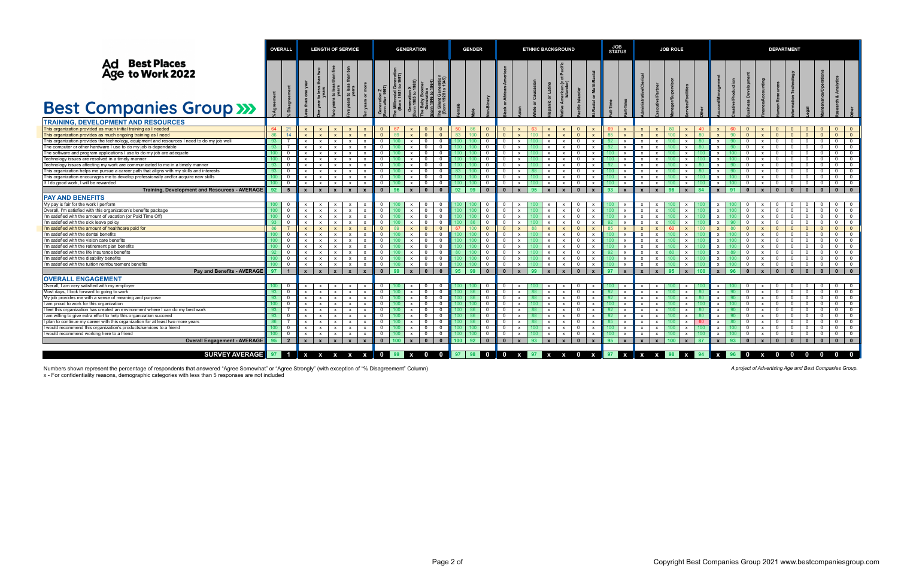# Ad Age Best Places to Work 2022

## Best Companies Group

| | OVERALL | | LENGTH OF SERVICE | | | | | GENERATION | | | | | GENDER | | | ETHNIC BACKGROUND | | | | | | | JOB STATUS | | JOB ROLE | | | | | DEPARTMENT | | | | | | | | | |
|---|---|---|---|---|---|---|---|---|---|---|---|---|---|---|---|---|---|---|---|---|---|---|---|---|---|---|---|---|---|---|---|---|---|---|---|---|---|---|---|
| | % Agreement | % Disagreement | Less than one year | One year to less than two years | Two years to less than five years | Five years to less than ten years | Ten years or more | Generation Z (Born after 1997) | The Millennial Generation (Born 1981 to 1997) | Generation X (Born 1965 to 1980) | The Baby Boomer Generation (Born 1946 to 1964) | The Silent Generation (Born 1928 to 1945) | Female | Male | Non-Binary | Black or African-American | Asian | White or Caucasian | Hispanic or Latino | Native American (not Pacific Islander) | Pacific Islander | Bi-Racial or Multi-Racial | Full-Time | Part-Time | Administrative/Clerical | Executive/Partner | Manager/Supervisor | Service/Facilities | Other | Account/Management | Creative/Production | Business Development | Finance/Accounting | Human Resources | Information Technology | Legal | Maintenance/Operations | Research & Analytics | Other |
| **TRAINING, DEVELOPMENT AND RESOURCES** | | | | | | | | | | | | | | | | | | | | | | | | | | | | | | | | | | | | | | | |
| This organization provided as much initial training as I needed | 64 | 21 | x | x | x | x | x | 0 | 67 | x | 0 | 0 | 50 | 86 | 0 | 0 | x | 63 | x | x | 0 | x | 69 | x | x | x | 80 | x | 40 | x | 60 | 0 | x | 0 | 0 | 0 | 0 | 0 | 0 |
| This organization provides as much ongoing training as I need | 86 | 14 | x | x | x | x | x | 0 | 89 | x | 0 | 0 | 83 | 100 | 0 | 0 | x | 100 | x | x | 0 | x | 85 | x | x | x | 100 | x | 80 | x | 90 | 0 | x | 0 | 0 | 0 | 0 | 0 | 0 |
| This organization provides the technology, equipment and resources I need to do my job well | 93 | 7 | x | x | x | x | x | 0 | 100 | x | 0 | 0 | 100 | 100 | 0 | 0 | x | 100 | x | x | 0 | x | 92 | x | x | x | 100 | x | 80 | x | 90 | 0 | x | 0 | 0 | 0 | 0 | 0 | 0 |
| The computer or other hardware I use to do my job is dependable | 93 | 7 | x | x | x | x | x | 0 | 100 | x | 0 | 0 | 100 | 100 | 0 | 0 | x | 100 | x | x | 0 | x | 92 | x | x | x | 100 | x | 80 | x | 90 | 0 | x | 0 | 0 | 0 | 0 | 0 | 0 |
| The software and program applications I use to do my job are adequate | 100 | 0 | x | x | x | x | x | 0 | 100 | x | 0 | 0 | 100 | 100 | 0 | 0 | x | 100 | x | x | 0 | x | 100 | x | x | x | 100 | x | 100 | x | 100 | 0 | x | 0 | 0 | 0 | 0 | 0 | 0 |
| Technology issues are resolved in a timely manner | 100 | 0 | x | x | x | x | x | 0 | 100 | x | 0 | 0 | 100 | 100 | 0 | 0 | x | 100 | x | x | 0 | x | 100 | x | x | x | 100 | x | 100 | x | 100 | 0 | x | 0 | 0 | 0 | 0 | 0 | 0 |
| Technology issues affecting my work are communicated to me in a timely manner | 93 | 0 | x | x | x | x | x | 0 | 100 | x | 0 | 0 | 100 | 100 | 0 | 0 | x | 100 | x | x | 0 | x | 92 | x | x | x | 100 | x | 80 | x | 90 | 0 | x | 0 | 0 | 0 | 0 | 0 | 0 |
| This organization helps me pursue a career path that aligns with my skills and interests | 93 | 0 | x | x | x | x | x | 0 | 100 | x | 0 | 0 | 83 | 100 | 0 | 0 | x | 88 | x | x | 0 | x | 100 | x | x | x | 100 | x | 80 | x | 90 | 0 | x | 0 | 0 | 0 | 0 | 0 | 0 |
| This organization encourages me to develop professionally and/or acquire new skills | 100 | 0 | x | x | x | x | x | 0 | 100 | x | 0 | 0 | 100 | 100 | 0 | 0 | x | 100 | x | x | 0 | x | 100 | x | x | x | 100 | x | 100 | x | 100 | 0 | x | 0 | 0 | 0 | 0 | 0 | 0 |
| If I do good work, I will be rewarded | 100 | 0 | x | x | x | x | x | 0 | 100 | x | 0 | 0 | 100 | 100 | 0 | 0 | x | 100 | x | x | 0 | x | 100 | x | x | x | 100 | x | 100 | x | 100 | 0 | x | 0 | 0 | 0 | 0 | 0 | 0 |
| **Training, Development and Resources - AVERAGE** | **92** | **5** | **x** | **x** | **x** | **x** | **x** | **0** | **96** | **x** | **0** | **0** | **92** | **99** | **0** | **0** | **x** | **95** | **x** | **x** | **0** | **x** | **93** | **x** | **x** | **x** | **98** | **x** | **84** | **x** | **91** | **0** | **x** | **0** | **0** | **0** | **0** | **0** | **0** |
| **PAY AND BENEFITS** | | | | | | | | | | | | | | | | | | | | | | | | | | | | | | | | | | | | | | | |
| My pay is fair for the work I perform | 100 | 0 | x | x | x | x | x | 0 | 100 | x | 0 | 0 | 100 | 100 | 0 | 0 | x | 100 | x | x | 0 | x | 100 | x | x | x | 100 | x | 100 | x | 100 | 0 | x | 0 | 0 | 0 | 0 | 0 | 0 |
| Overall, I'm satisfied with this organization's benefits package | 100 | 0 | x | x | x | x | x | 0 | 100 | x | 0 | 0 | 100 | 100 | 0 | 0 | x | 100 | x | x | 0 | x | 100 | x | x | x | 100 | x | 100 | x | 100 | 0 | x | 0 | 0 | 0 | 0 | 0 | 0 |
| I'm satisfied with the amount of vacation (or Paid Time Off) | 100 | 0 | x | x | x | x | x | 0 | 100 | x | 0 | 0 | 100 | 100 | 0 | 0 | x | 100 | x | x | 0 | x | 100 | x | x | x | 100 | x | 100 | x | 100 | 0 | x | 0 | 0 | 0 | 0 | 0 | 0 |
| I'm satisfied with the sick leave policy | 93 | 0 | x | x | x | x | x | 0 | 100 | x | 0 | 0 | 100 | 86 | 0 | 0 | x | 100 | x | x | 0 | x | 92 | x | x | x | 100 | x | 100 | x | 90 | 0 | x | 0 | 0 | 0 | 0 | 0 | 0 |
| I'm satisfied with the amount of healthcare paid for | 86 | 7 | x | x | x | x | x | 0 | 89 | x | 0 | 0 | 67 | 100 | 0 | 0 | x | 88 | x | x | 0 | x | 85 | x | x | x | 60 | x | 100 | x | 80 | 0 | x | 0 | 0 | 0 | 0 | 0 | 0 |
| I'm satisfied with the dental benefits | 100 | 0 | x | x | x | x | x | 0 | 100 | x | 0 | 0 | 100 | 100 | 0 | 0 | x | 100 | x | x | 0 | x | 100 | x | x | x | 100 | x | 100 | x | 100 | 0 | x | 0 | 0 | 0 | 0 | 0 | 0 |
| I'm satisfied with the vision care benefits | 100 | 0 | x | x | x | x | x | 0 | 100 | x | 0 | 0 | 100 | 100 | 0 | 0 | x | 100 | x | x | 0 | x | 100 | x | x | x | 100 | x | 100 | x | 100 | 0 | x | 0 | 0 | 0 | 0 | 0 | 0 |
| I'm satisfied with the retirement plan benefits | 100 | 0 | x | x | x | x | x | 0 | 100 | x | 0 | 0 | 100 | 100 | 0 | 0 | x | 100 | x | x | 0 | x | 100 | x | x | x | 100 | x | 100 | x | 100 | 0 | x | 0 | 0 | 0 | 0 | 0 | 0 |
| I'm satisfied with the life insurance benefits | 92 | 0 | x | x | x | x | x | 0 | 100 | x | 0 | 0 | 80 | 100 | 0 | 0 | x | 100 | x | x | 0 | x | 92 | x | x | x | 80 | x | 100 | x | 89 | 0 | x | 0 | 0 | 0 | 0 | 0 | 0 |
| I'm satisfied with the disability benefits | 100 | 0 | x | x | x | x | x | 0 | 100 | x | 0 | 0 | 100 | 100 | 0 | 0 | x | 100 | x | x | 0 | x | 100 | x | x | x | 100 | x | 100 | x | 100 | 0 | x | 0 | 0 | 0 | 0 | 0 | 0 |
| I'm satisfied with the tuition reimbursement benefits | 100 | 0 | x | x | x | x | x | 0 | 100 | x | 0 | 0 | 100 | 100 | 0 | 0 | x | 100 | x | x | 0 | x | 100 | x | x | x | 100 | x | 100 | x | 100 | 0 | x | 0 | 0 | 0 | 0 | 0 | 0 |
| **Pay and Benefits - AVERAGE** | **97** | **1** | **x** | **x** | **x** | **x** | **x** | **0** | **99** | **x** | **0** | **0** | **95** | **99** | **0** | **0** | **x** | **99** | **x** | **x** | **0** | **x** | **97** | **x** | **x** | **x** | **95** | **x** | **100** | **x** | **96** | **0** | **x** | **0** | **0** | **0** | **0** | **0** | **0** |
| **OVERALL ENGAGEMENT** | | | | | | | | | | | | | | | | | | | | | | | | | | | | | | | | | | | | | | | |
| Overall, I am very satisfied with my employer | 100 | 0 | x | x | x | x | x | 0 | 100 | x | 0 | 0 | 100 | 100 | 0 | 0 | x | 100 | x | x | 0 | x | 100 | x | x | x | 100 | x | 100 | x | 100 | 0 | x | 0 | 0 | 0 | 0 | 0 | 0 |
| Most days, I look forward to going to work | 93 | 0 | x | x | x | x | x | 0 | 100 | x | 0 | 0 | 100 | 86 | 0 | 0 | x | 88 | x | x | 0 | x | 92 | x | x | x | 100 | x | 80 | x | 90 | 0 | x | 0 | 0 | 0 | 0 | 0 | 0 |
| My job provides me with a sense of meaning and purpose | 93 | 0 | x | x | x | x | x | 0 | 100 | x | 0 | 0 | 100 | 86 | 0 | 0 | x | 88 | x | x | 0 | x | 92 | x | x | x | 100 | x | 80 | x | 90 | 0 | x | 0 | 0 | 0 | 0 | 0 | 0 |
| I am proud to work for this organization | 100 | 0 | x | x | x | x | x | 0 | 100 | x | 0 | 0 | 100 | 100 | 0 | 0 | x | 100 | x | x | 0 | x | 100 | x | x | x | 100 | x | 100 | x | 100 | 0 | x | 0 | 0 | 0 | 0 | 0 | 0 |
| I feel this organization has created an environment where I can do my best work | 93 | 7 | x | x | x | x | x | 0 | 100 | x | 0 | 0 | 100 | 86 | 0 | 0 | x | 88 | x | x | 0 | x | 92 | x | x | x | 100 | x | 80 | x | 90 | 0 | x | 0 | 0 | 0 | 0 | 0 | 0 |
| I am willing to give extra effort to help this organization succeed | 93 | 0 | x | x | x | x | x | 0 | 100 | x | 0 | 0 | 100 | 86 | 0 | 0 | x | 88 | x | x | 0 | x | 92 | x | x | x | 100 | x | 80 | x | 90 | 0 | x | 0 | 0 | 0 | 0 | 0 | 0 |
| I plan to continue my career with this organization for at least two more years | 86 | 7 | x | x | x | x | x | 0 | 100 | x | 0 | 0 | 100 | 86 | 0 | 0 | x | 88 | x | x | 0 | x | 85 | x | x | x | 100 | x | 60 | x | 80 | 0 | x | 0 | 0 | 0 | 0 | 0 | 0 |
| I would recommend this organization's products/services to a friend | 100 | 0 | x | x | x | x | x | 0 | 100 | x | 0 | 0 | 100 | 100 | 0 | 0 | x | 100 | x | x | 0 | x | 100 | x | x | x | 100 | x | 100 | x | 100 | 0 | x | 0 | 0 | 0 | 0 | 0 | 0 |
| I would recommend working here to a friend | 100 | 0 | x | x | x | x | x | 0 | 100 | x | 0 | 0 | 100 | 100 | 0 | 0 | x | 100 | x | x | 0 | x | 100 | x | x | x | 100 | x | 100 | x | 100 | 0 | x | 0 | 0 | 0 | 0 | 0 | 0 |
| **Overall Engagement - AVERAGE** | **95** | **2** | **x** | **x** | **x** | **x** | **x** | **0** | **100** | **x** | **0** | **0** | **100** | **92** | **0** | **0** | **x** | **93** | **x** | **x** | **0** | **x** | **95** | **x** | **x** | **x** | **100** | **x** | **87** | **x** | **93** | **0** | **x** | **0** | **0** | **0** | **0** | **0** | **0** |
| **SURVEY AVERAGE** | **97** | **1** | **x** | **x** | **x** | **x** | **x** | **0** | **99** | **x** | **0** | **0** | **97** | **98** | **0** | **0** | **x** | **97** | **x** | **x** | **0** | **x** | **97** | **x** | **x** | **x** | **98** | **x** | **94** | **x** | **96** | **0** | **x** | **0** | **0** | **0** | **0** | **0** | **0** |

Numbers shown represent the percentage of respondents that answered "Agree Somewhat" or "Agree Strongly" (with exception of "% Disagreement" Column)

x - For confidentiality reasons, demographic categories with less than 5 responses are not included

*A project of Advertising Age and Best Companies Group.*